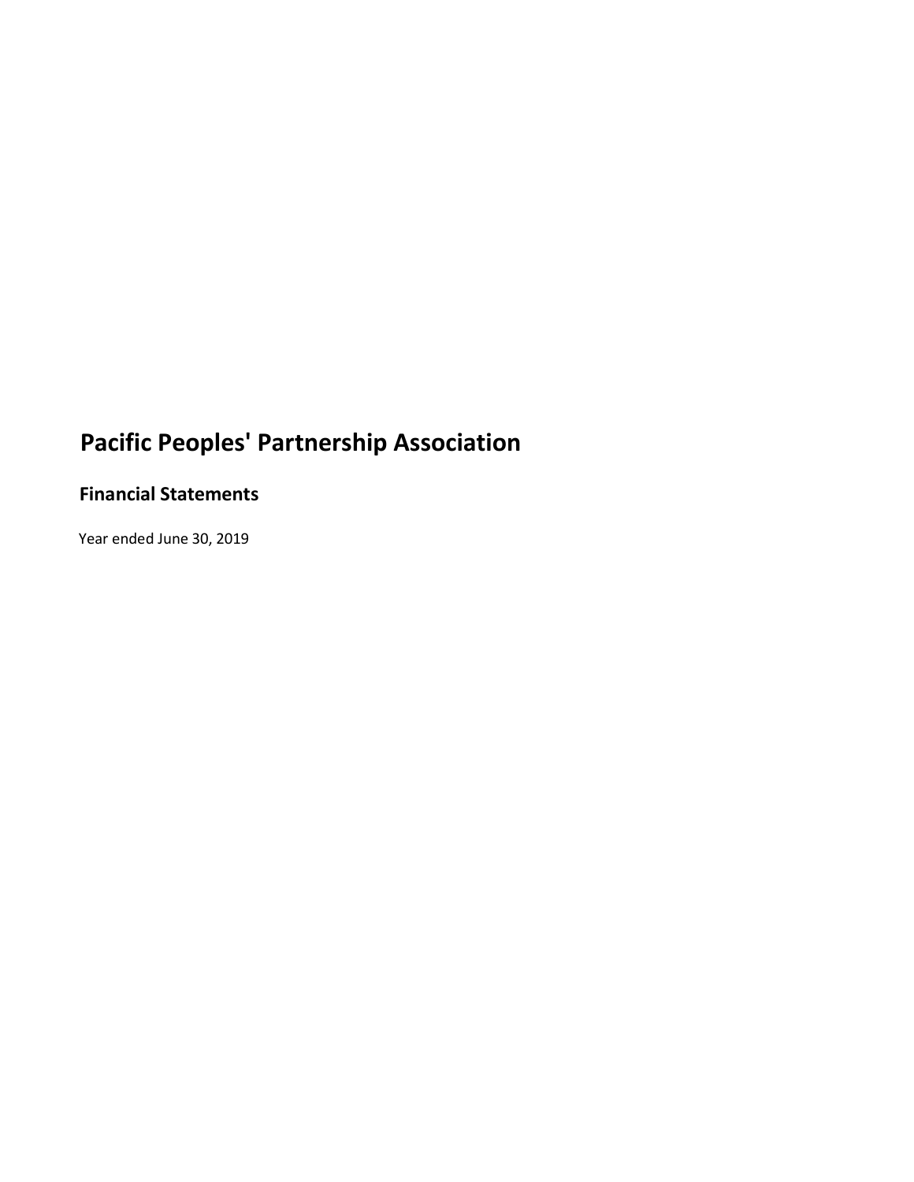# Pacific Peoples' Partnership Association

## Financial Statements

Year ended June 30, 2019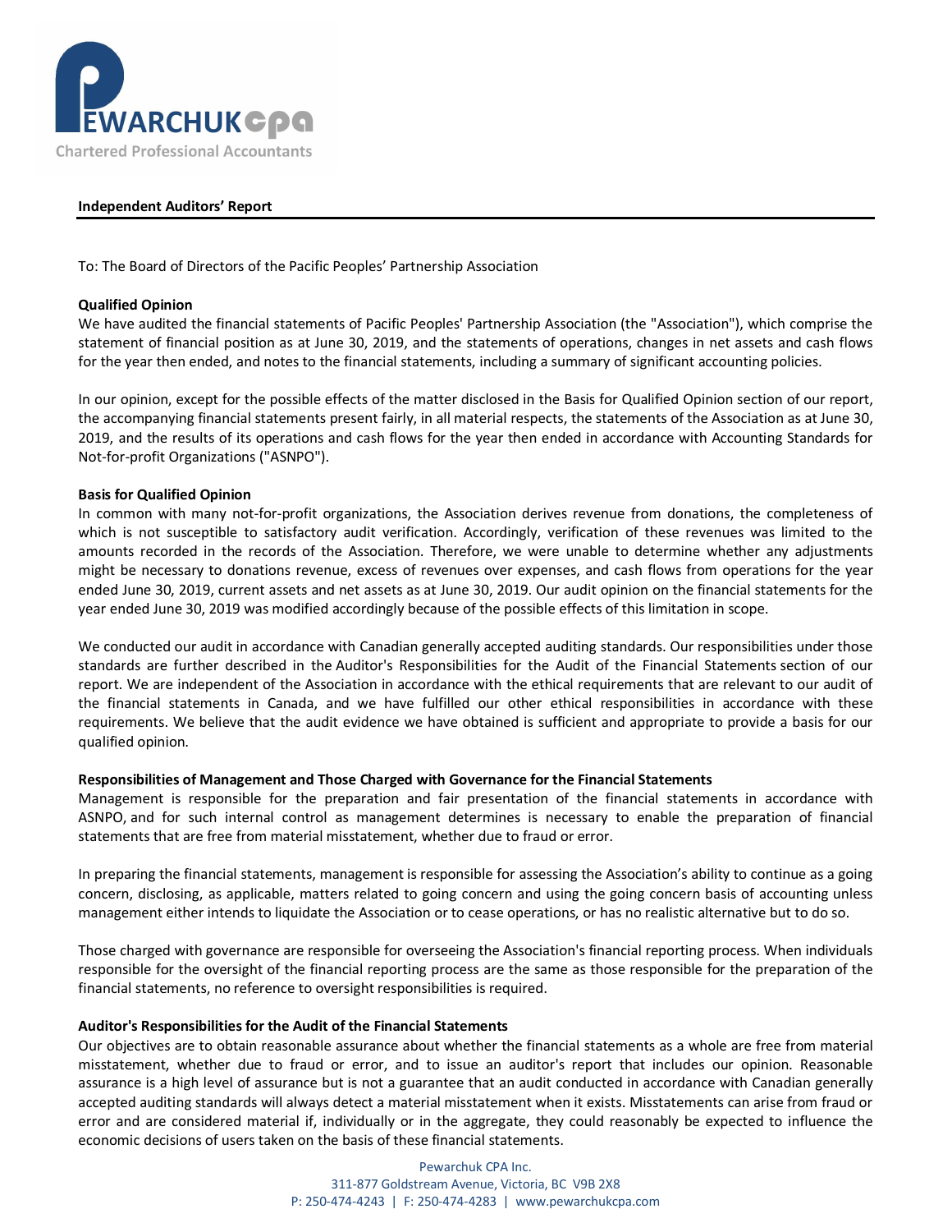## Independent Auditors' Report

To: The Board of Directors of the Pacific Peoples' Partnership Association

**Qualified Opinion**

We have audited the financial statements of Pacific Peoples' Partnership Association (the "Association"), which comprise the statement of financial position as at June 30, 2019, and the statements of operations, changes in net assets and cash flows for the year then ended, and notes to the financial statements, including a summary of significant accounting policies.

In our opinion, except for the possible effects of the matter disclosed in the Basis for Qualified Opinion section of our report, the accompanying financial statements present fairly, in all material respects, the statements of the Association as at June 30, 2019, and the results of its operations and cash flows for the year then ended in accordance with Accounting Standards for Not-for-profit Organizations ("ASNPO").

**Basis for Qualified Opinion**

In common with many not-for-profit organizations, the Association derives revenue from donations, the completeness of which is not susceptible to satisfactory audit verification. Accordingly, verification of these revenues was limited to the amounts recorded in the records of the Association. Therefore, we were unable to determine whether any adjustments might be necessary to donations revenue, excess of revenues over expenses, and cash flows from operations for the year ended June 30, 2019, current assets and net assets as at June 30, 2019. Our audit opinion on the financial statements for the year ended June 30, 2019 was modified accordingly because of the possible effects of this limitation in scope.

We conducted our audit in accordance with Canadian generally accepted auditing standards. Our responsibilities under those standards are further described in the Auditor's Responsibilities for the Audit of the Financial Statements section of our report. We are independent of the Association in accordance with the ethical requirements that are relevant to our audit of the financial statements in Canada, and we have fulfilled our other ethical responsibilities in accordance with these requirements. We believe that the audit evidence we have obtained is sufficient and appropriate to provide a basis for our qualified opinion.

**Responsibilities of Management and Those Charged with Governance for the Financial Statements**

Management is responsible for the preparation and fair presentation of the financial statements in accordance with ASNPO, and for such internal control as management determines is necessary to enable the preparation of financial statements that are free from material misstatement, whether due to fraud or error.

In preparing the financial statements, management is responsible for assessing the Association's ability to continue as a going concern, disclosing, as applicable, matters related to going concern and using the going concern basis of accounting unless management either intends to liquidate the Association or to cease operations, or has no realistic alternative but to do so.

Those charged with governance are responsible for overseeing the Association's financial reporting process. When individuals responsible for the oversight of the financial reporting process are the same as those responsible for the preparation of the financial statements, no reference to oversight responsibilities is required.

**Auditor's Responsibilities for the Audit of the Financial Statements**

Our objectives are to obtain reasonable assurance about whether the financial statements as a whole are free from material misstatement, whether due to fraud or error, and to issue an auditor's report that includes our opinion. Reasonable assurance is a high level of assurance but is not a guarantee that an audit conducted in accordance with Canadian generally accepted auditing standards will always detect a material misstatement when it exists. Misstatements can arise from fraud or error and are considered material if, individually or in the aggregate, they could reasonably be expected to influence the economic decisions of users taken on the basis of these financial statements.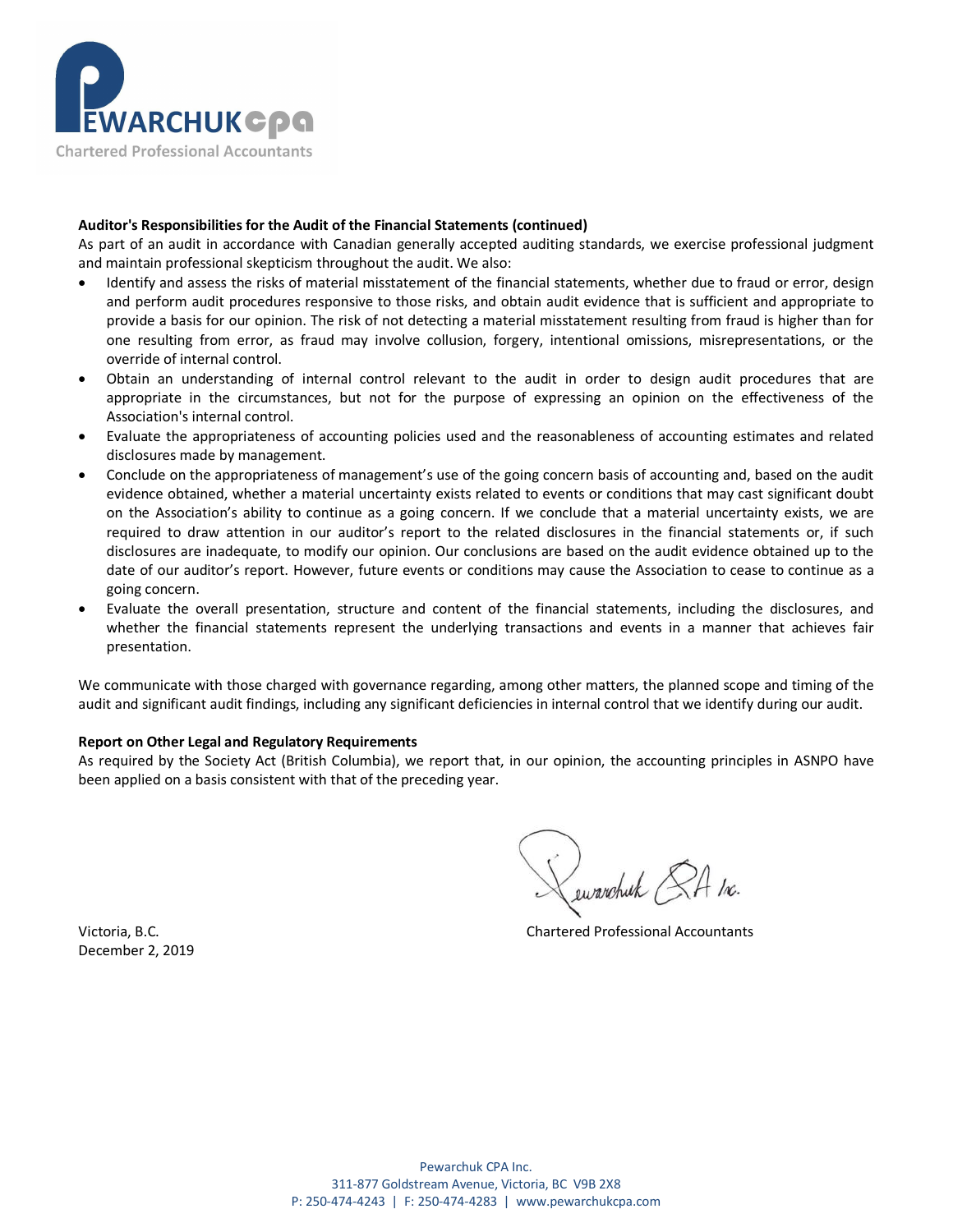**Auditor's Responsibilities for the Audit of the Financial Statements (continued)**

As part of an audit in accordance with Canadian generally accepted auditing standards, we exercise professional judgment and maintain professional skepticism throughout the audit. We also:

- Identify and assess the risks of material misstatement of the financial statements, whether due to fraud or error, design and perform audit procedures responsive to those risks, and obtain audit evidence that is sufficient and appropriate to provide a basis for our opinion. The risk of not detecting a material misstatement resulting from fraud is higher than for one resulting from error, as fraud may involve collusion, forgery, intentional omissions, misrepresentations, or the override of internal control.
- Obtain an understanding of internal control relevant to the audit in order to design audit procedures that are appropriate in the circumstances, but not for the purpose of expressing an opinion on the effectiveness of the Association's internal control.
- Evaluate the appropriateness of accounting policies used and the reasonableness of accounting estimates and related disclosures made by management.
- Conclude on the appropriateness of management's use of the going concern basis of accounting and, based on the audit evidence obtained, whether a material uncertainty exists related to events or conditions that may cast significant doubt on the Association's ability to continue as a going concern. If we conclude that a material uncertainty exists, we are required to draw attention in our auditor's report to the related disclosures in the financial statements or, if such disclosures are inadequate, to modify our opinion. Our conclusions are based on the audit evidence obtained up to the date of our auditor's report. However, future events or conditions may cause the Association to cease to continue as a going concern.
- Evaluate the overall presentation, structure and content of the financial statements, including the disclosures, and whether the financial statements represent the underlying transactions and events in a manner that achieves fair presentation.

We communicate with those charged with governance regarding, among other matters, the planned scope and timing of the audit and significant audit findings, including any significant deficiencies in internal control that we identify during our audit.

**Report on Other Legal and Regulatory Requirements**

As required by the Society Act (British Columbia), we report that, in our opinion, the accounting principles in ASNPO have been applied on a basis consistent with that of the preceding year.

Pewarchuk CPA Inc.

Chartered Professional Accountants

Victoria, B.C.
December 2, 2019

Pewarchuk CPA Inc.
311-877 Goldstream Avenue, Victoria, BC V9B 2X8
P: 250-474-4243 | F: 250-474-4283 | www.pewarchukcpa.com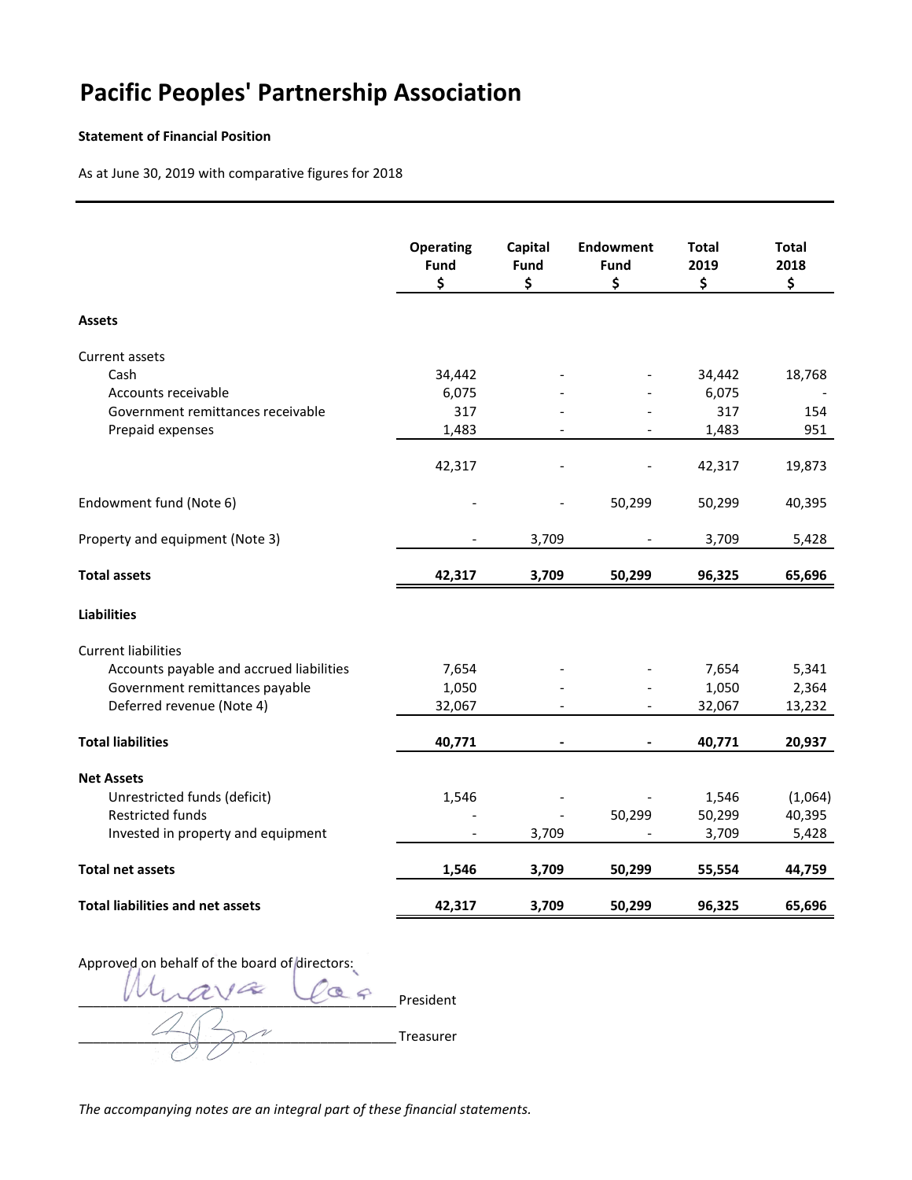# Pacific Peoples' Partnership Association

**Statement of Financial Position**

As at June 30, 2019 with comparative figures for 2018

| | Operating Fund $ | Capital Fund $ | Endowment Fund $ | Total 2019 $ | Total 2018 $ |
|---|---|---|---|---|---|
| **Assets** | | | | | |
| Current assets | | | | | |
| Cash | 34,442 | - | - | 34,442 | 18,768 |
| Accounts receivable | 6,075 | - | - | 6,075 | - |
| Government remittances receivable | 317 | - | - | 317 | 154 |
| Prepaid expenses | 1,483 | - | - | 1,483 | 951 |
| | 42,317 | - | - | 42,317 | 19,873 |
| Endowment fund (Note 6) | - | - | 50,299 | 50,299 | 40,395 |
| Property and equipment (Note 3) | - | 3,709 | - | 3,709 | 5,428 |
| **Total assets** | **42,317** | **3,709** | **50,299** | **96,325** | **65,696** |
| **Liabilities** | | | | | |
| Current liabilities | | | | | |
| Accounts payable and accrued liabilities | 7,654 | - | - | 7,654 | 5,341 |
| Government remittances payable | 1,050 | - | - | 1,050 | 2,364 |
| Deferred revenue (Note 4) | 32,067 | - | - | 32,067 | 13,232 |
| **Total liabilities** | **40,771** | **-** | **-** | **40,771** | **20,937** |
| **Net Assets** | | | | | |
| Unrestricted funds (deficit) | 1,546 | - | - | 1,546 | (1,064) |
| Restricted funds | - | - | 50,299 | 50,299 | 40,395 |
| Invested in property and equipment | - | 3,709 | - | 3,709 | 5,428 |
| **Total net assets** | **1,546** | **3,709** | **50,299** | **55,554** | **44,759** |
| **Total liabilities and net assets** | **42,317** | **3,709** | **50,299** | **96,325** | **65,696** |

Approved on behalf of the board of directors:

_________________________ President

_________________________ Treasurer

*The accompanying notes are an integral part of these financial statements.*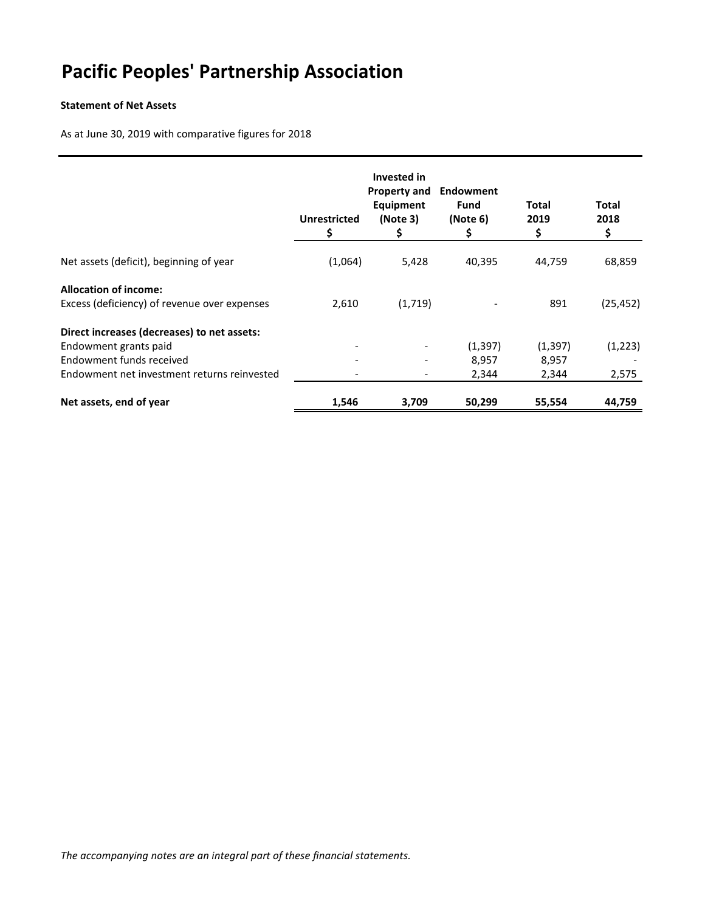# Pacific Peoples' Partnership Association

**Statement of Net Assets**

As at June 30, 2019 with comparative figures for 2018

| | Unrestricted $ | Invested in Property and Equipment (Note 3) $ | Endowment Fund (Note 6) $ | Total 2019 $ | Total 2018 $ |
|---|---|---|---|---|---|
| Net assets (deficit), beginning of year | (1,064) | 5,428 | 40,395 | 44,759 | 68,859 |
| **Allocation of income:** | | | | | |
| Excess (deficiency) of revenue over expenses | 2,610 | (1,719) | - | 891 | (25,452) |
| **Direct increases (decreases) to net assets:** | | | | | |
| Endowment grants paid | - | - | (1,397) | (1,397) | (1,223) |
| Endowment funds received | - | - | 8,957 | 8,957 | - |
| Endowment net investment returns reinvested | - | - | 2,344 | 2,344 | 2,575 |
| **Net assets, end of year** | **1,546** | **3,709** | **50,299** | **55,554** | **44,759** |

*The accompanying notes are an integral part of these financial statements.*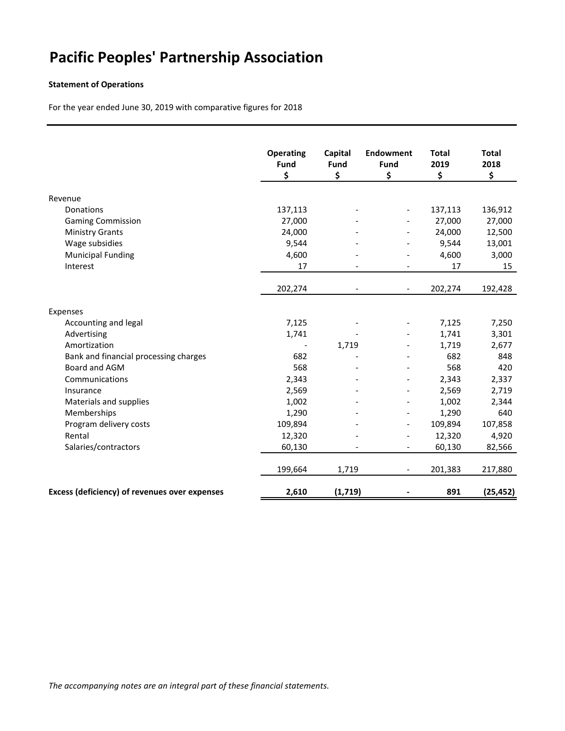# Pacific Peoples' Partnership Association

**Statement of Operations**

For the year ended June 30, 2019 with comparative figures for 2018

| | Operating Fund $ | Capital Fund $ | Endowment Fund $ | Total 2019 $ | Total 2018 $ |
|---|---|---|---|---|---|
| Revenue | | | | | |
| Donations | 137,113 | - | - | 137,113 | 136,912 |
| Gaming Commission | 27,000 | - | - | 27,000 | 27,000 |
| Ministry Grants | 24,000 | - | - | 24,000 | 12,500 |
| Wage subsidies | 9,544 | - | - | 9,544 | 13,001 |
| Municipal Funding | 4,600 | - | - | 4,600 | 3,000 |
| Interest | 17 | - | - | 17 | 15 |
| | 202,274 | - | - | 202,274 | 192,428 |
| Expenses | | | | | |
| Accounting and legal | 7,125 | - | - | 7,125 | 7,250 |
| Advertising | 1,741 | - | - | 1,741 | 3,301 |
| Amortization | - | 1,719 | - | 1,719 | 2,677 |
| Bank and financial processing charges | 682 | - | - | 682 | 848 |
| Board and AGM | 568 | - | - | 568 | 420 |
| Communications | 2,343 | - | - | 2,343 | 2,337 |
| Insurance | 2,569 | - | - | 2,569 | 2,719 |
| Materials and supplies | 1,002 | - | - | 1,002 | 2,344 |
| Memberships | 1,290 | - | - | 1,290 | 640 |
| Program delivery costs | 109,894 | - | - | 109,894 | 107,858 |
| Rental | 12,320 | - | - | 12,320 | 4,920 |
| Salaries/contractors | 60,130 | - | - | 60,130 | 82,566 |
| | 199,664 | 1,719 | - | 201,383 | 217,880 |
| **Excess (deficiency) of revenues over expenses** | **2,610** | **(1,719)** | **-** | **891** | **(25,452)** |

*The accompanying notes are an integral part of these financial statements.*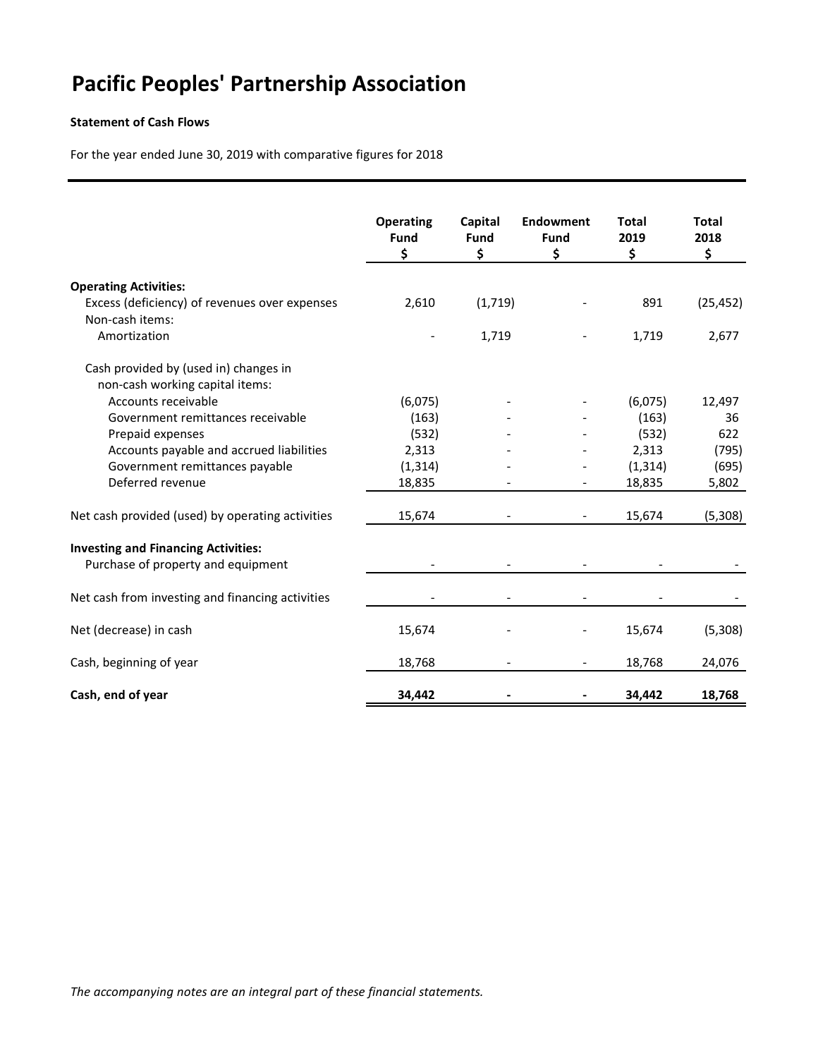# Pacific Peoples' Partnership Association

**Statement of Cash Flows**

For the year ended June 30, 2019 with comparative figures for 2018

| | Operating Fund $ | Capital Fund $ | Endowment Fund $ | Total 2019 $ | Total 2018 $ |
|---|---|---|---|---|---|
| **Operating Activities:** | | | | | |
| Excess (deficiency) of revenues over expenses | 2,610 | (1,719) | - | 891 | (25,452) |
| Non-cash items: | | | | | |
| Amortization | - | 1,719 | - | 1,719 | 2,677 |
| Cash provided by (used in) changes in non-cash working capital items: | | | | | |
| Accounts receivable | (6,075) | - | - | (6,075) | 12,497 |
| Government remittances receivable | (163) | - | - | (163) | 36 |
| Prepaid expenses | (532) | - | - | (532) | 622 |
| Accounts payable and accrued liabilities | 2,313 | - | - | 2,313 | (795) |
| Government remittances payable | (1,314) | - | - | (1,314) | (695) |
| Deferred revenue | 18,835 | - | - | 18,835 | 5,802 |
| Net cash provided (used) by operating activities | 15,674 | - | - | 15,674 | (5,308) |
| **Investing and Financing Activities:** | | | | | |
| Purchase of property and equipment | - | - | - | - | - |
| Net cash from investing and financing activities | - | - | - | - | - |
| Net (decrease) in cash | 15,674 | - | - | 15,674 | (5,308) |
| Cash, beginning of year | 18,768 | - | - | 18,768 | 24,076 |
| **Cash, end of year** | **34,442** | **-** | **-** | **34,442** | **18,768** |

*The accompanying notes are an integral part of these financial statements.*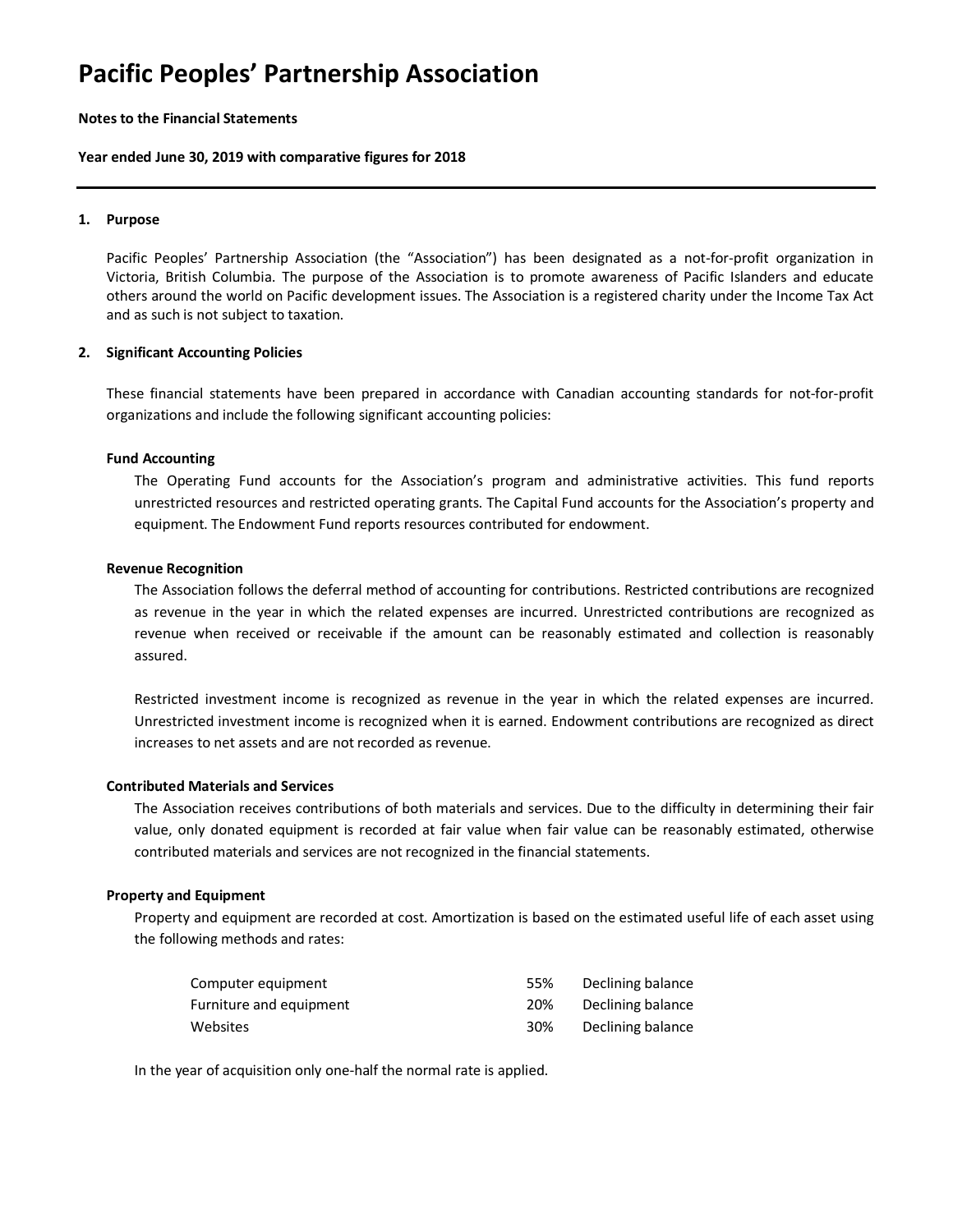# Pacific Peoples' Partnership Association

**Notes to the Financial Statements**

**Year ended June 30, 2019 with comparative figures for 2018**

---

## 1. Purpose

Pacific Peoples' Partnership Association (the "Association") has been designated as a not-for-profit organization in Victoria, British Columbia. The purpose of the Association is to promote awareness of Pacific Islanders and educate others around the world on Pacific development issues. The Association is a registered charity under the Income Tax Act and as such is not subject to taxation.

## 2. Significant Accounting Policies

These financial statements have been prepared in accordance with Canadian accounting standards for not-for-profit organizations and include the following significant accounting policies:

### Fund Accounting

The Operating Fund accounts for the Association's program and administrative activities. This fund reports unrestricted resources and restricted operating grants. The Capital Fund accounts for the Association's property and equipment. The Endowment Fund reports resources contributed for endowment.

### Revenue Recognition

The Association follows the deferral method of accounting for contributions. Restricted contributions are recognized as revenue in the year in which the related expenses are incurred. Unrestricted contributions are recognized as revenue when received or receivable if the amount can be reasonably estimated and collection is reasonably assured.

Restricted investment income is recognized as revenue in the year in which the related expenses are incurred. Unrestricted investment income is recognized when it is earned. Endowment contributions are recognized as direct increases to net assets and are not recorded as revenue.

### Contributed Materials and Services

The Association receives contributions of both materials and services. Due to the difficulty in determining their fair value, only donated equipment is recorded at fair value when fair value can be reasonably estimated, otherwise contributed materials and services are not recognized in the financial statements.

### Property and Equipment

Property and equipment are recorded at cost. Amortization is based on the estimated useful life of each asset using the following methods and rates:

| Asset | Rate | Method |
|---|---|---|
| Computer equipment | 55% | Declining balance |
| Furniture and equipment | 20% | Declining balance |
| Websites | 30% | Declining balance |

In the year of acquisition only one-half the normal rate is applied.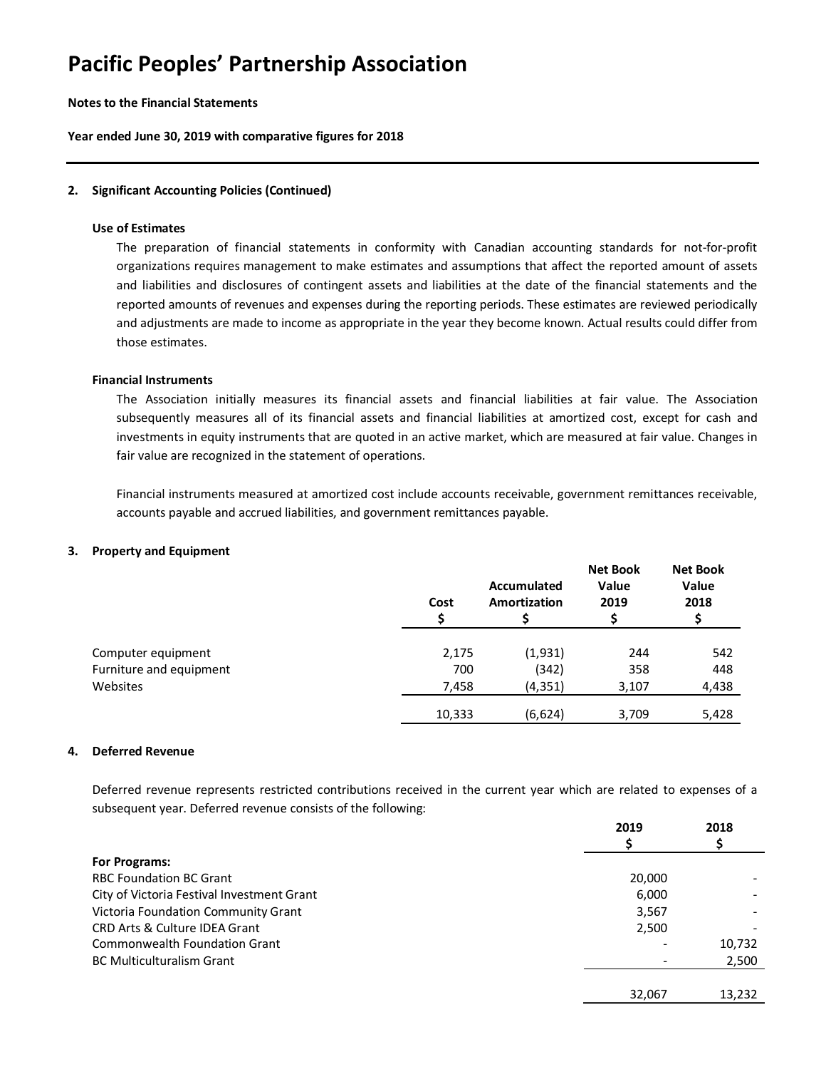# Pacific Peoples' Partnership Association

**Notes to the Financial Statements**

**Year ended June 30, 2019 with comparative figures for 2018**

---

## 2. Significant Accounting Policies (Continued)

### Use of Estimates

The preparation of financial statements in conformity with Canadian accounting standards for not-for-profit organizations requires management to make estimates and assumptions that affect the reported amount of assets and liabilities and disclosures of contingent assets and liabilities at the date of the financial statements and the reported amounts of revenues and expenses during the reporting periods. These estimates are reviewed periodically and adjustments are made to income as appropriate in the year they become known. Actual results could differ from those estimates.

### Financial Instruments

The Association initially measures its financial assets and financial liabilities at fair value. The Association subsequently measures all of its financial assets and financial liabilities at amortized cost, except for cash and investments in equity instruments that are quoted in an active market, which are measured at fair value. Changes in fair value are recognized in the statement of operations.

Financial instruments measured at amortized cost include accounts receivable, government remittances receivable, accounts payable and accrued liabilities, and government remittances payable.

## 3. Property and Equipment

| | Cost $ | Accumulated Amortization $ | Net Book Value 2019 $ | Net Book Value 2018 $ |
|---|---|---|---|---|
| Computer equipment | 2,175 | (1,931) | 244 | 542 |
| Furniture and equipment | 700 | (342) | 358 | 448 |
| Websites | 7,458 | (4,351) | 3,107 | 4,438 |
| | 10,333 | (6,624) | 3,709 | 5,428 |

## 4. Deferred Revenue

Deferred revenue represents restricted contributions received in the current year which are related to expenses of a subsequent year. Deferred revenue consists of the following:

| | 2019 $ | 2018 $ |
|---|---|---|
| **For Programs:** | | |
| RBC Foundation BC Grant | 20,000 | - |
| City of Victoria Festival Investment Grant | 6,000 | - |
| Victoria Foundation Community Grant | 3,567 | - |
| CRD Arts & Culture IDEA Grant | 2,500 | - |
| Commonwealth Foundation Grant | - | 10,732 |
| BC Multiculturalism Grant | - | 2,500 |
| | 32,067 | 13,232 |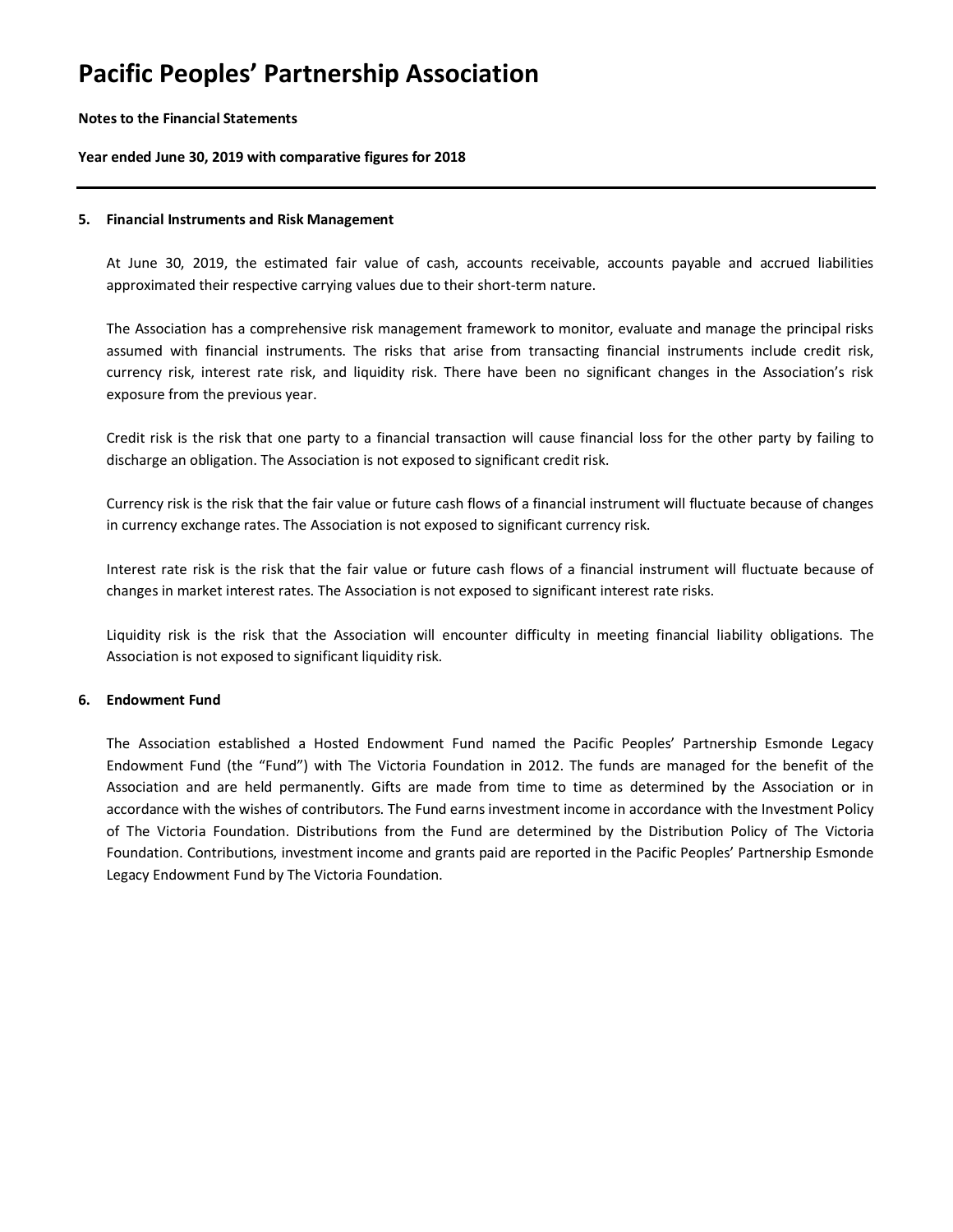# Pacific Peoples' Partnership Association

**Notes to the Financial Statements**

**Year ended June 30, 2019 with comparative figures for 2018**

## 5. Financial Instruments and Risk Management

At June 30, 2019, the estimated fair value of cash, accounts receivable, accounts payable and accrued liabilities approximated their respective carrying values due to their short-term nature.

The Association has a comprehensive risk management framework to monitor, evaluate and manage the principal risks assumed with financial instruments. The risks that arise from transacting financial instruments include credit risk, currency risk, interest rate risk, and liquidity risk. There have been no significant changes in the Association's risk exposure from the previous year.

Credit risk is the risk that one party to a financial transaction will cause financial loss for the other party by failing to discharge an obligation. The Association is not exposed to significant credit risk.

Currency risk is the risk that the fair value or future cash flows of a financial instrument will fluctuate because of changes in currency exchange rates. The Association is not exposed to significant currency risk.

Interest rate risk is the risk that the fair value or future cash flows of a financial instrument will fluctuate because of changes in market interest rates. The Association is not exposed to significant interest rate risks.

Liquidity risk is the risk that the Association will encounter difficulty in meeting financial liability obligations. The Association is not exposed to significant liquidity risk.

## 6. Endowment Fund

The Association established a Hosted Endowment Fund named the Pacific Peoples' Partnership Esmonde Legacy Endowment Fund (the "Fund") with The Victoria Foundation in 2012. The funds are managed for the benefit of the Association and are held permanently. Gifts are made from time to time as determined by the Association or in accordance with the wishes of contributors. The Fund earns investment income in accordance with the Investment Policy of The Victoria Foundation. Distributions from the Fund are determined by the Distribution Policy of The Victoria Foundation. Contributions, investment income and grants paid are reported in the Pacific Peoples' Partnership Esmonde Legacy Endowment Fund by The Victoria Foundation.